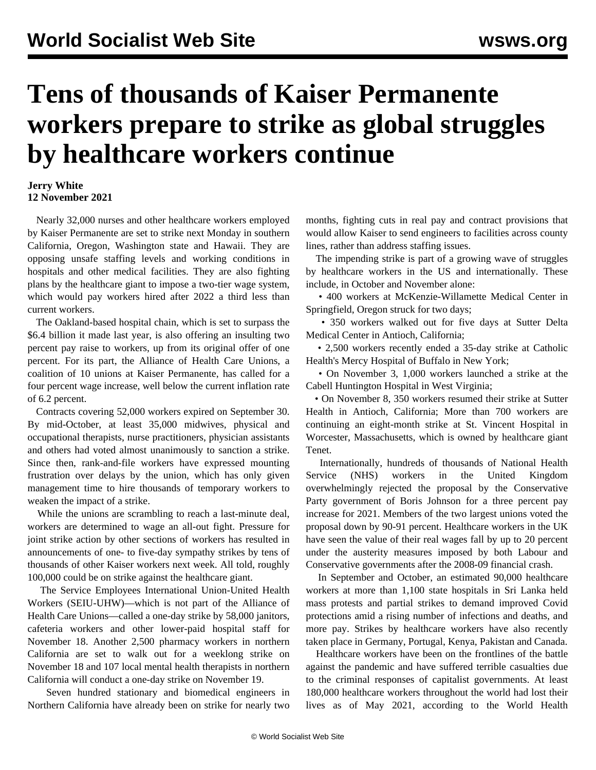# Tens of thousands of Kaiser Permanente workers prepare to strike as global struggles by healthcare workers continue

**Jerry White**
**12 November 2021**

Nearly 32,000 nurses and other healthcare workers employed by Kaiser Permanente are set to strike next Monday in southern California, Oregon, Washington state and Hawaii. They are opposing unsafe staffing levels and working conditions in hospitals and other medical facilities. They are also fighting plans by the healthcare giant to impose a two-tier wage system, which would pay workers hired after 2022 a third less than current workers.

The Oakland-based hospital chain, which is set to surpass the $6.4 billion it made last year, is also offering an insulting two percent pay raise to workers, up from its original offer of one percent. For its part, the Alliance of Health Care Unions, a coalition of 10 unions at Kaiser Permanente, has called for a four percent wage increase, well below the current inflation rate of 6.2 percent.

Contracts covering 52,000 workers expired on September 30. By mid-October, at least 35,000 midwives, physical and occupational therapists, nurse practitioners, physician assistants and others had voted almost unanimously to sanction a strike. Since then, rank-and-file workers have expressed mounting frustration over delays by the union, which has only given management time to hire thousands of temporary workers to weaken the impact of a strike.

While the unions are scrambling to reach a last-minute deal, workers are determined to wage an all-out fight. Pressure for joint strike action by other sections of workers has resulted in announcements of one- to five-day sympathy strikes by tens of thousands of other Kaiser workers next week. All told, roughly 100,000 could be on strike against the healthcare giant.

The Service Employees International Union-United Health Workers (SEIU-UHW)—which is not part of the Alliance of Health Care Unions—called a one-day strike by 58,000 janitors, cafeteria workers and other lower-paid hospital staff for November 18. Another 2,500 pharmacy workers in northern California are set to walk out for a weeklong strike on November 18 and 107 local mental health therapists in northern California will conduct a one-day strike on November 19.

Seven hundred stationary and biomedical engineers in Northern California have already been on strike for nearly two months, fighting cuts in real pay and contract provisions that would allow Kaiser to send engineers to facilities across county lines, rather than address staffing issues.

The impending strike is part of a growing wave of struggles by healthcare workers in the US and internationally. These include, in October and November alone:

- 400 workers at McKenzie-Willamette Medical Center in Springfield, Oregon struck for two days;
- 350 workers walked out for five days at Sutter Delta Medical Center in Antioch, California;
- 2,500 workers recently ended a 35-day strike at Catholic Health's Mercy Hospital of Buffalo in New York;
- On November 3, 1,000 workers launched a strike at the Cabell Huntington Hospital in West Virginia;
- On November 8, 350 workers resumed their strike at Sutter Health in Antioch, California; More than 700 workers are continuing an eight-month strike at St. Vincent Hospital in Worcester, Massachusetts, which is owned by healthcare giant Tenet.

Internationally, hundreds of thousands of National Health Service (NHS) workers in the United Kingdom overwhelmingly rejected the proposal by the Conservative Party government of Boris Johnson for a three percent pay increase for 2021. Members of the two largest unions voted the proposal down by 90-91 percent. Healthcare workers in the UK have seen the value of their real wages fall by up to 20 percent under the austerity measures imposed by both Labour and Conservative governments after the 2008-09 financial crash.

In September and October, an estimated 90,000 healthcare workers at more than 1,100 state hospitals in Sri Lanka held mass protests and partial strikes to demand improved Covid protections amid a rising number of infections and deaths, and more pay. Strikes by healthcare workers have also recently taken place in Germany, Portugal, Kenya, Pakistan and Canada.

Healthcare workers have been on the frontlines of the battle against the pandemic and have suffered terrible casualties due to the criminal responses of capitalist governments. At least 180,000 healthcare workers throughout the world had lost their lives as of May 2021, according to the World Health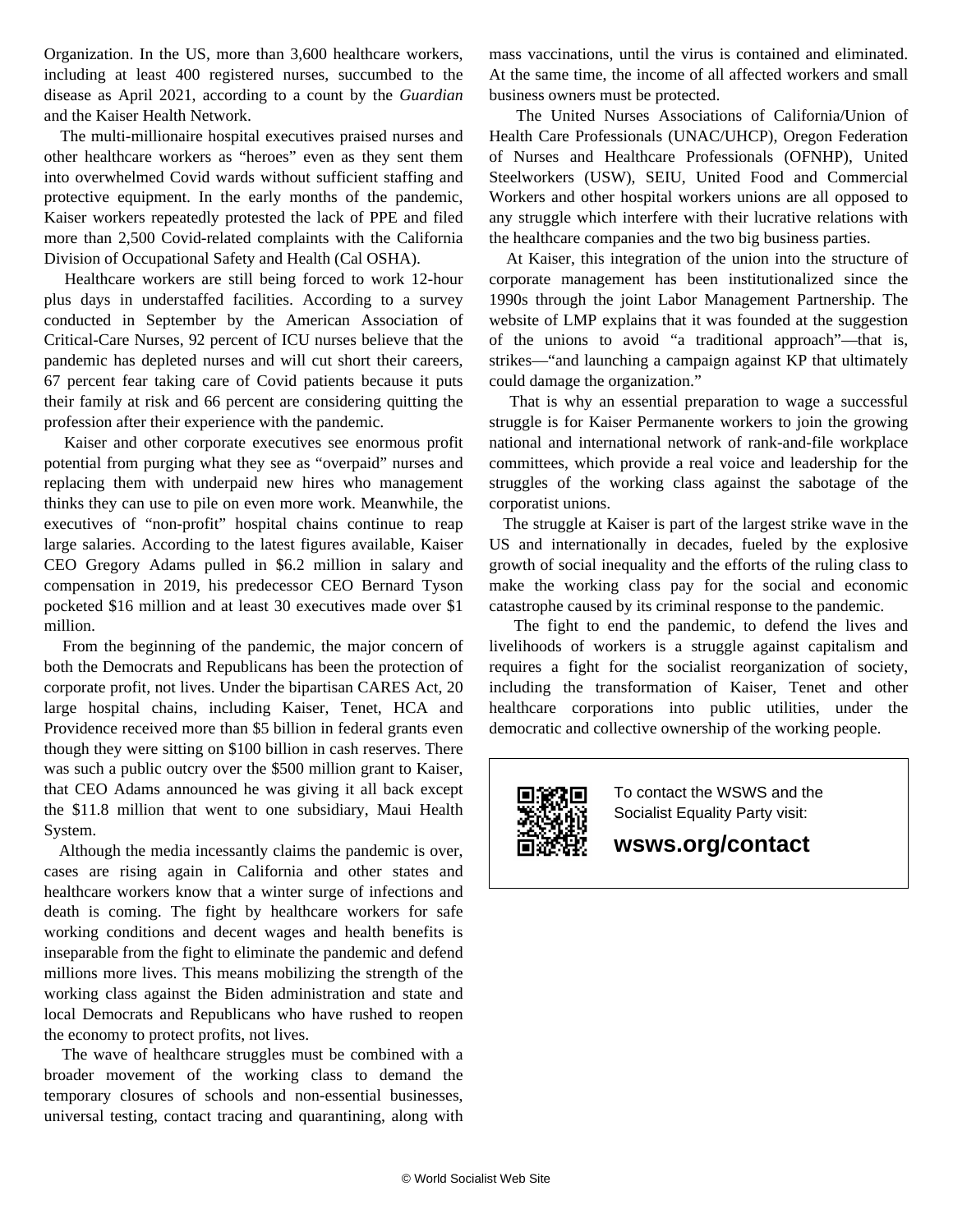Organization. In the US, more than 3,600 healthcare workers, including at least 400 registered nurses, succumbed to the disease as April 2021, according to a count by the *Guardian* and the Kaiser Health Network.

The multi-millionaire hospital executives praised nurses and other healthcare workers as "heroes" even as they sent them into overwhelmed Covid wards without sufficient staffing and protective equipment. In the early months of the pandemic, Kaiser workers repeatedly protested the lack of PPE and filed more than 2,500 Covid-related complaints with the California Division of Occupational Safety and Health (Cal OSHA).

Healthcare workers are still being forced to work 12-hour plus days in understaffed facilities. According to a survey conducted in September by the American Association of Critical-Care Nurses, 92 percent of ICU nurses believe that the pandemic has depleted nurses and will cut short their careers, 67 percent fear taking care of Covid patients because it puts their family at risk and 66 percent are considering quitting the profession after their experience with the pandemic.

Kaiser and other corporate executives see enormous profit potential from purging what they see as "overpaid" nurses and replacing them with underpaid new hires who management thinks they can use to pile on even more work. Meanwhile, the executives of "non-profit" hospital chains continue to reap large salaries. According to the latest figures available, Kaiser CEO Gregory Adams pulled in $6.2 million in salary and compensation in 2019, his predecessor CEO Bernard Tyson pocketed $16 million and at least 30 executives made over $1 million.

From the beginning of the pandemic, the major concern of both the Democrats and Republicans has been the protection of corporate profit, not lives. Under the bipartisan CARES Act, 20 large hospital chains, including Kaiser, Tenet, HCA and Providence received more than $5 billion in federal grants even though they were sitting on $100 billion in cash reserves. There was such a public outcry over the $500 million grant to Kaiser, that CEO Adams announced he was giving it all back except the $11.8 million that went to one subsidiary, Maui Health System.

Although the media incessantly claims the pandemic is over, cases are rising again in California and other states and healthcare workers know that a winter surge of infections and death is coming. The fight by healthcare workers for safe working conditions and decent wages and health benefits is inseparable from the fight to eliminate the pandemic and defend millions more lives. This means mobilizing the strength of the working class against the Biden administration and state and local Democrats and Republicans who have rushed to reopen the economy to protect profits, not lives.

The wave of healthcare struggles must be combined with a broader movement of the working class to demand the temporary closures of schools and non-essential businesses, universal testing, contact tracing and quarantining, along with mass vaccinations, until the virus is contained and eliminated. At the same time, the income of all affected workers and small business owners must be protected.

The United Nurses Associations of California/Union of Health Care Professionals (UNAC/UHCP), Oregon Federation of Nurses and Healthcare Professionals (OFNHP), United Steelworkers (USW), SEIU, United Food and Commercial Workers and other hospital workers unions are all opposed to any struggle which interfere with their lucrative relations with the healthcare companies and the two big business parties.

At Kaiser, this integration of the union into the structure of corporate management has been institutionalized since the 1990s through the joint Labor Management Partnership. The website of LMP explains that it was founded at the suggestion of the unions to avoid "a traditional approach"—that is, strikes—"and launching a campaign against KP that ultimately could damage the organization."

That is why an essential preparation to wage a successful struggle is for Kaiser Permanente workers to join the growing national and international network of rank-and-file workplace committees, which provide a real voice and leadership for the struggles of the working class against the sabotage of the corporatist unions.

The struggle at Kaiser is part of the largest strike wave in the US and internationally in decades, fueled by the explosive growth of social inequality and the efforts of the ruling class to make the working class pay for the social and economic catastrophe caused by its criminal response to the pandemic.

The fight to end the pandemic, to defend the lives and livelihoods of workers is a struggle against capitalism and requires a fight for the socialist reorganization of society, including the transformation of Kaiser, Tenet and other healthcare corporations into public utilities, under the democratic and collective ownership of the working people.

To contact the WSWS and the Socialist Equality Party visit:

**wsws.org/contact**